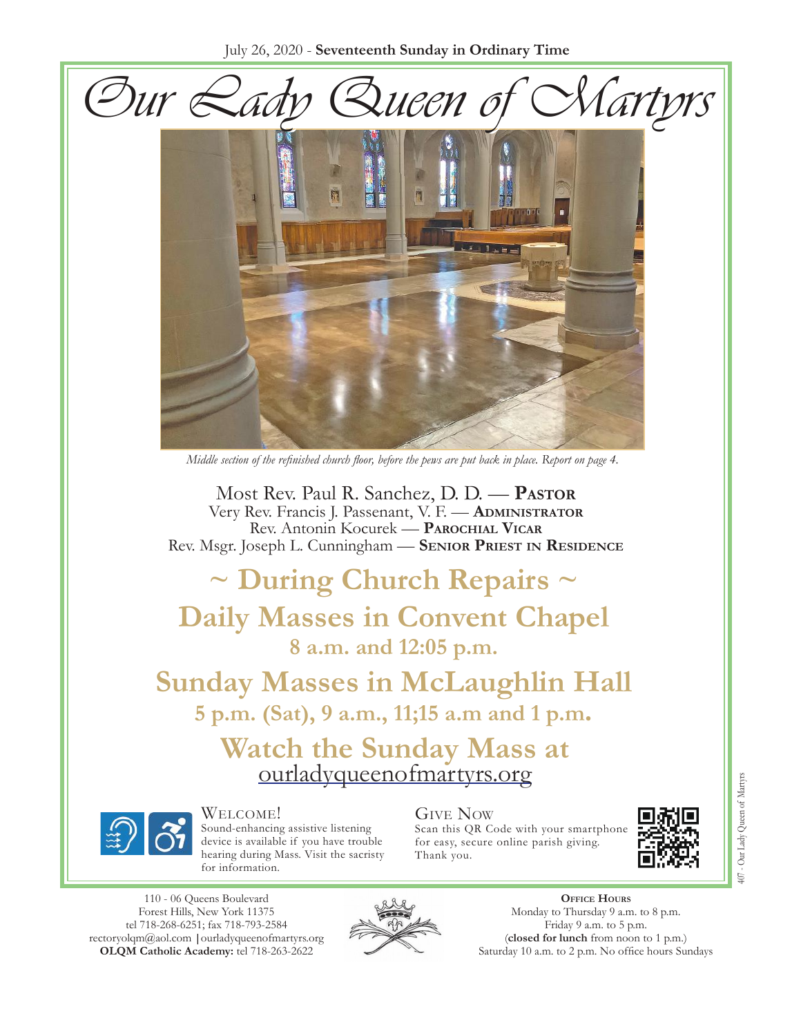July 26, 2020 - **Seventeenth Sunday in Ordinary Time**

# Our Lady Queen of Martyrs

*Middle section of the refinished church floor, before the pews are put back in place. Report on page 4.*

Most Rev. Paul R. Sanchez, D. D. — **Pastor**
Very Rev. Francis J. Passenant, V. F. — **Administrator**
Rev. Antonin Kocurek — **Parochial Vicar**
Rev. Msgr. Joseph L. Cunningham — **Senior Priest in Residence**

## ~ During Church Repairs ~

## Daily Masses in Convent Chapel

### 8 a.m. and 12:05 p.m.

## Sunday Masses in McLaughlin Hall

### 5 p.m. (Sat), 9 a.m., 11;15 a.m and 1 p.m.

## Watch the Sunday Mass at

ourladyqueenofmartyrs.org

**Welcome!**
Sound-enhancing assistive listening device is available if you have trouble hearing during Mass. Visit the sacristy for information.

**Give Now**
Scan this QR Code with your smartphone for easy, secure online parish giving. Thank you.

110 - 06 Queens Boulevard
Forest Hills, New York 11375
tel 718-268-6251; fax 718-793-2584
rectoryolqm@aol.com | ourladyqueenofmartyrs.org
**OLQM Catholic Academy:** tel 718-263-2622

**Office Hours**
Monday to Thursday 9 a.m. to 8 p.m.
Friday 9 a.m. to 5 p.m.
(**closed for lunch** from noon to 1 p.m.)
Saturday 10 a.m. to 2 p.m. No office hours Sundays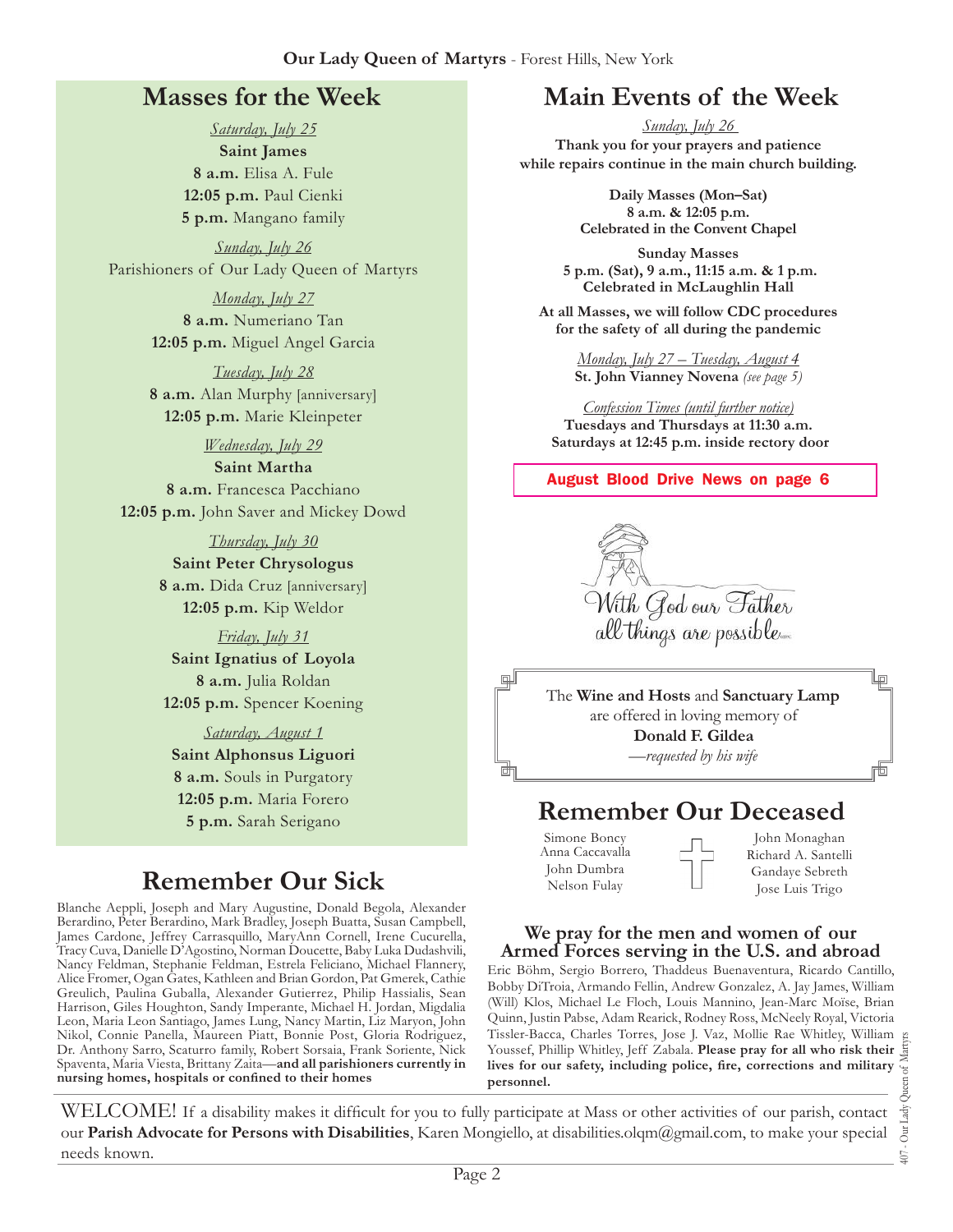## Masses for the Week

*Saturday, July 25*
**Saint James**
**8 a.m.** Elisa A. Fule
**12:05 p.m.** Paul Cienki
**5 p.m.** Mangano family

*Sunday, July 26*
Parishioners of Our Lady Queen of Martyrs

*Monday, July 27*
**8 a.m.** Numeriano Tan
**12:05 p.m.** Miguel Angel Garcia

*Tuesday, July 28*
**8 a.m.** Alan Murphy [anniversary]
**12:05 p.m.** Marie Kleinpeter

*Wednesday, July 29*
**Saint Martha**
**8 a.m.** Francesca Pacchiano
**12:05 p.m.** John Saver and Mickey Dowd

*Thursday, July 30*
**Saint Peter Chrysologus**
**8 a.m.** Dida Cruz [anniversary]
**12:05 p.m.** Kip Weldor

*Friday, July 31*
**Saint Ignatius of Loyola**
**8 a.m.** Julia Roldan
**12:05 p.m.** Spencer Koening

*Saturday, August 1*
**Saint Alphonsus Liguori**
**8 a.m.** Souls in Purgatory
**12:05 p.m.** Maria Forero
**5 p.m.** Sarah Serigano

## Remember Our Sick

Blanche Aeppli, Joseph and Mary Augustine, Donald Begola, Alexander Berardino, Peter Berardino, Mark Bradley, Joseph Buatta, Susan Campbell, James Cardone, Jeffrey Carrasquillo, MaryAnn Cornell, Irene Cucurella, Tracy Cuva, Danielle D'Agostino, Norman Doucette, Baby Luka Dudashvili, Nancy Feldman, Stephanie Feldman, Estrela Feliciano, Michael Flannery, Alice Fromer, Ogan Gates, Kathleen and Brian Gordon, Pat Gmerek, Cathie Greulich, Paulina Guballa, Alexander Gutierrez, Philip Hassialis, Sean Harrison, Giles Houghton, Sandy Imperante, Michael H. Jordan, Migdalia Leon, Maria Leon Santiago, James Lung, Nancy Martin, Liz Maryon, John Nikol, Connie Panella, Maureen Piatt, Bonnie Post, Gloria Rodriguez, Dr. Anthony Sarro, Scaturro family, Robert Sorsaia, Frank Soriente, Nick Spaventa, Maria Viesta, Brittany Zaita—**and all parishioners currently in nursing homes, hospitals or confined to their homes**

## Main Events of the Week

*Sunday, July 26*
**Thank you for your prayers and patience while repairs continue in the main church building.**

**Daily Masses (Mon–Sat)**
**8 a.m. & 12:05 p.m.**
**Celebrated in the Convent Chapel**

**Sunday Masses**
**5 p.m. (Sat), 9 a.m., 11:15 a.m. & 1 p.m.**
**Celebrated in McLaughlin Hall**

**At all Masses, we will follow CDC procedures for the safety of all during the pandemic**

*Monday, July 27 – Tuesday, August 4*
**St. John Vianney Novena** *(see page 5)*

*Confession Times (until further notice)*
**Tuesdays and Thursdays at 11:30 a.m.**
**Saturdays at 12:45 p.m. inside rectory door**

**August Blood Drive News on page 6**

With God our Father all things are possible

The **Wine and Hosts** and **Sanctuary Lamp** are offered in loving memory of
**Donald F. Gildea**
*—requested by his wife*

## Remember Our Deceased

Simone Boncy
Anna Caccavalla
John Dumbra
Nelson Fulay
John Monaghan
Richard A. Santelli
Gandaye Sebreth
Jose Luis Trigo

### We pray for the men and women of our Armed Forces serving in the U.S. and abroad

Eric Böhm, Sergio Borrero, Thaddeus Buenaventura, Ricardo Cantillo, Bobby DiTroia, Armando Fellin, Andrew Gonzalez, A. Jay James, William (Will) Klos, Michael Le Floch, Louis Mannino, Jean-Marc Moise, Brian Quinn, Justin Pabse, Adam Rearick, Rodney Ross, McNeely Royal, Victoria Tissler-Bacca, Charles Torres, Jose J. Vaz, Mollie Rae Whitley, William Youssef, Phillip Whitley, Jeff Zabala. **Please pray for all who risk their lives for our safety, including police, fire, corrections and military personnel.**

WELCOME! If a disability makes it difficult for you to fully participate at Mass or other activities of our parish, contact our **Parish Advocate for Persons with Disabilities**, Karen Mongiello, at disabilities.olqm@gmail.com, to make your special needs known.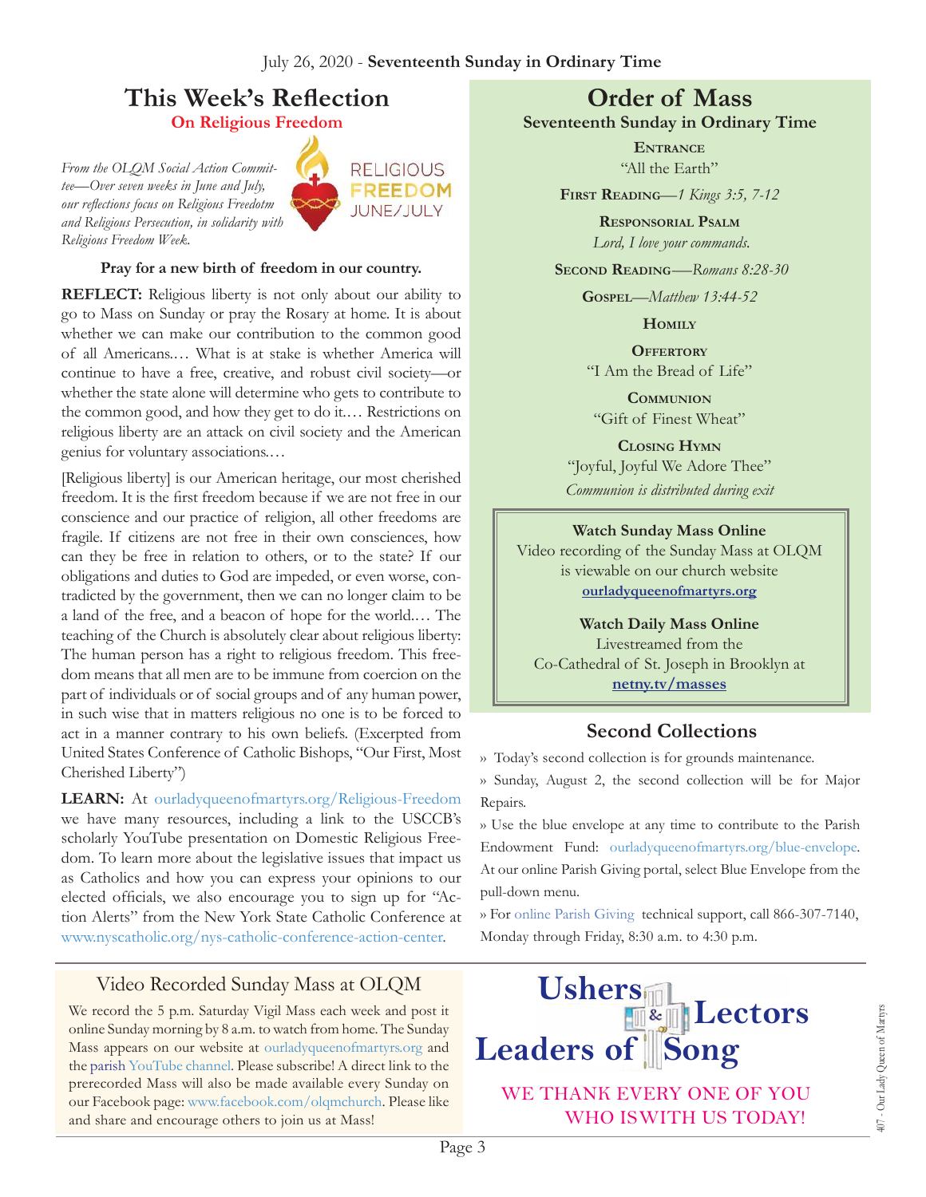July 26, 2020 - **Seventeenth Sunday in Ordinary Time**

# This Week's Reflection

## On Religious Freedom

*From the OLQM Social Action Committee—Over seven weeks in June and July, our reflections focus on Religious Freedotm and Religious Persecution, in solidarity with Religious Freedom Week.*

RELIGIOUS FREEDOM JUNE/JULY

**Pray for a new birth of freedom in our country.**

**REFLECT:** Religious liberty is not only about our ability to go to Mass on Sunday or pray the Rosary at home. It is about whether we can make our contribution to the common good of all Americans.… What is at stake is whether America will continue to have a free, creative, and robust civil society—or whether the state alone will determine who gets to contribute to the common good, and how they get to do it.… Restrictions on religious liberty are an attack on civil society and the American genius for voluntary associations.…

[Religious liberty] is our American heritage, our most cherished freedom. It is the first freedom because if we are not free in our conscience and our practice of religion, all other freedoms are fragile. If citizens are not free in their own consciences, how can they be free in relation to others, or to the state? If our obligations and duties to God are impeded, or even worse, contradicted by the government, then we can no longer claim to be a land of the free, and a beacon of hope for the world.… The teaching of the Church is absolutely clear about religious liberty: The human person has a right to religious freedom. This freedom means that all men are to be immune from coercion on the part of individuals or of social groups and of any human power, in such wise that in matters religious no one is to be forced to act in a manner contrary to his own beliefs. (Excerpted from United States Conference of Catholic Bishops, "Our First, Most Cherished Liberty")

**LEARN:** At ourladyqueenofmartyrs.org/Religious-Freedom we have many resources, including a link to the USCCB's scholarly YouTube presentation on Domestic Religious Freedom. To learn more about the legislative issues that impact us as Catholics and how you can express your opinions to our elected officials, we also encourage you to sign up for "Action Alerts" from the New York State Catholic Conference at www.nyscatholic.org/nys-catholic-conference-action-center.

## Video Recorded Sunday Mass at OLQM

We record the 5 p.m. Saturday Vigil Mass each week and post it online Sunday morning by 8 a.m. to watch from home. The Sunday Mass appears on our website at ourladyqueenofmartyrs.org and the parish YouTube channel. Please subscribe! A direct link to the prerecorded Mass will also be made available every Sunday on our Facebook page: www.facebook.com/olqmchurch. Please like and share and encourage others to join us at Mass!

# Order of Mass

## Seventeenth Sunday in Ordinary Time

**Entrance**
"All the Earth"

**First Reading**—*1 Kings 3:5, 7-12*

**Responsorial Psalm**
*Lord, I love your commands.*

**Second Reading**—*Romans 8:28-30*

**Gospel**—*Matthew 13:44-52*

**Homily**

**Offertory**
"I Am the Bread of Life"

**Communion**
"Gift of Finest Wheat"

**Closing Hymn**
"Joyful, Joyful We Adore Thee"
*Communion is distributed during exit*

**Watch Sunday Mass Online**
Video recording of the Sunday Mass at OLQM is viewable on our church website
**ourladyqueenofmartyrs.org**

**Watch Daily Mass Online**
Livestreamed from the Co-Cathedral of St. Joseph in Brooklyn at
**netny.tv/masses**

## Second Collections

» Today's second collection is for grounds maintenance.

» Sunday, August 2, the second collection will be for Major Repairs.

» Use the blue envelope at any time to contribute to the Parish Endowment Fund: ourladyqueenofmartyrs.org/blue-envelope. At our online Parish Giving portal, select Blue Envelope from the pull-down menu.

» For online Parish Giving technical support, call 866-307-7140, Monday through Friday, 8:30 a.m. to 4:30 p.m.

**Ushers & Lectors**
**Leaders of Song**

WE THANK EVERY ONE OF YOU WHO IS WITH US TODAY!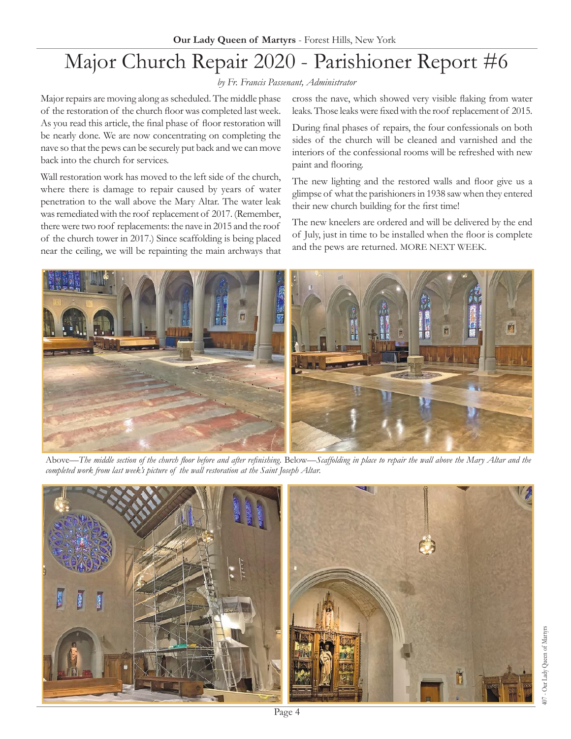# Major Church Repair 2020 - Parishioner Report #6

*by Fr. Francis Passenant, Administrator*

Major repairs are moving along as scheduled. The middle phase of the restoration of the church floor was completed last week. As you read this article, the final phase of floor restoration will be nearly done. We are now concentrating on completing the nave so that the pews can be securely put back and we can move back into the church for services.

Wall restoration work has moved to the left side of the church, where there is damage to repair caused by years of water penetration to the wall above the Mary Altar. The water leak was remediated with the roof replacement of 2017. (Remember, there were two roof replacements: the nave in 2015 and the roof of the church tower in 2017.) Since scaffolding is being placed near the ceiling, we will be repainting the main archways that cross the nave, which showed very visible flaking from water leaks. Those leaks were fixed with the roof replacement of 2015.

During final phases of repairs, the four confessionals on both sides of the church will be cleaned and varnished and the interiors of the confessional rooms will be refreshed with new paint and flooring.

The new lighting and the restored walls and floor give us a glimpse of what the parishioners in 1938 saw when they entered their new church building for the first time!

The new kneelers are ordered and will be delivered by the end of July, just in time to be installed when the floor is complete and the pews are returned. MORE NEXT WEEK.

Above—*The middle section of the church floor before and after refinishing.* Below—*Scaffolding in place to repair the wall above the Mary Altar and the completed work from last week's picture of the wall restoration at the Saint Joseph Altar.*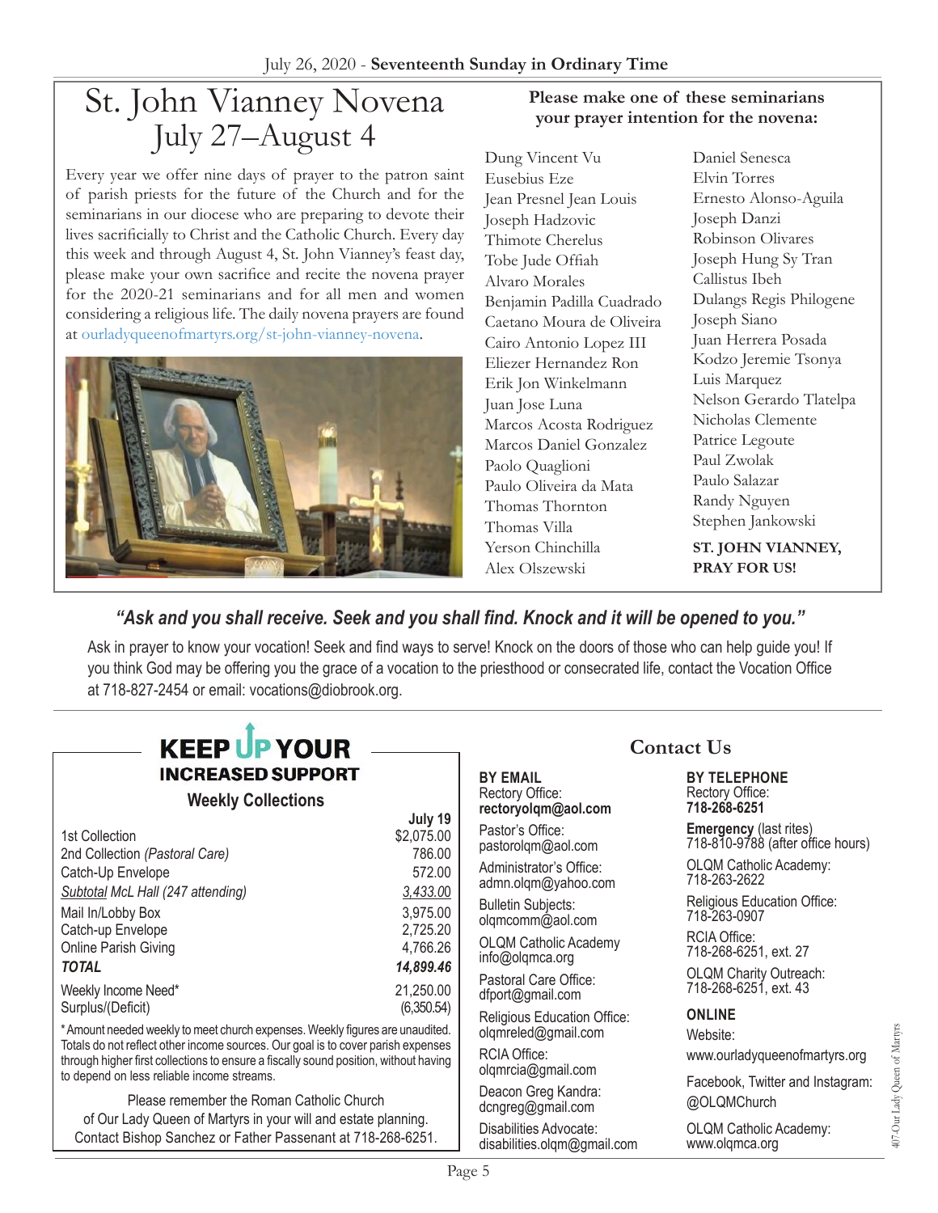# St. John Vianney Novena July 27–August 4

Every year we offer nine days of prayer to the patron saint of parish priests for the future of the Church and for the seminarians in our diocese who are preparing to devote their lives sacrificially to Christ and the Catholic Church. Every day this week and through August 4, St. John Vianney's feast day, please make your own sacrifice and recite the novena prayer for the 2020-21 seminarians and for all men and women considering a religious life. The daily novena prayers are found at ourladyqueenofmartyrs.org/st-john-vianney-novena.

**Please make one of these seminarians your prayer intention for the novena:**

Dung Vincent Vu
Eusebius Eze
Jean Presnel Jean Louis
Joseph Hadzovic
Thimote Cherelus
Tobe Jude Offiah
Alvaro Morales
Benjamin Padilla Cuadrado
Caetano Moura de Oliveira
Cairo Antonio Lopez III
Eliezer Hernandez Ron
Erik Jon Winkelmann
Juan Jose Luna
Marcos Acosta Rodriguez
Marcos Daniel Gonzalez
Paolo Quaglioni
Paulo Oliveira da Mata
Thomas Thornton
Thomas Villa
Yerson Chinchilla
Alex Olszewski
Daniel Senesca
Elvin Torres
Ernesto Alonso-Aguila
Joseph Danzi
Robinson Olivares
Joseph Hung Sy Tran
Callistus Ibeh
Dulangs Regis Philogene
Joseph Siano
Juan Herrera Posada
Kodzo Jeremie Tsonya
Luis Marquez
Nelson Gerardo Tlatelpa
Nicholas Clemente
Patrice Legoute
Paul Zwolak
Paulo Salazar
Randy Nguyen
Stephen Jankowski

**ST. JOHN VIANNEY, PRAY FOR US!**

***"Ask and you shall receive. Seek and you shall find. Knock and it will be opened to you."***

Ask in prayer to know your vocation! Seek and find ways to serve! Knock on the doors of those who can help guide you! If you think God may be offering you the grace of a vocation to the priesthood or consecrated life, contact the Vocation Office at 718-827-2454 or email: vocations@diobrook.org.

## KEEP UP YOUR INCREASED SUPPORT

### Weekly Collections

| | July 19 |
|---|---|
| 1st Collection | $2,075.00 |
| 2nd Collection *(Pastoral Care)* | 786.00 |
| Catch-Up Envelope | 572.00 |
| Subtotal McL Hall (247 attending) | 3,433.00 |
| Mail In/Lobby Box | 3,975.00 |
| Catch-up Envelope | 2,725.20 |
| Online Parish Giving | 4,766.26 |
| ***TOTAL*** | ***14,899.46*** |
| Weekly Income Need* | 21,250.00 |
| Surplus/(Deficit) | (6,350.54) |

* Amount needed weekly to meet church expenses. Weekly figures are unaudited. Totals do not reflect other income sources. Our goal is to cover parish expenses through higher first collections to ensure a fiscally sound position, without having to depend on less reliable income streams.

Please remember the Roman Catholic Church of Our Lady Queen of Martyrs in your will and estate planning. Contact Bishop Sanchez or Father Passenant at 718-268-6251.

## Contact Us

**BY EMAIL**

Rectory Office:
**rectoryolqm@aol.com**

Pastor's Office:
pastorolqm@aol.com

Administrator's Office:
admn.olqm@yahoo.com

Bulletin Subjects:
olqmcomm@aol.com

OLQM Catholic Academy
info@olqmca.org

Pastoral Care Office:
dfport@gmail.com

Religious Education Office:
olqmreled@gmail.com

RCIA Office:
olqmrcia@gmail.com

Deacon Greg Kandra:
dcngreg@gmail.com

Disabilities Advocate:
disabilities.olqm@gmail.com

**BY TELEPHONE**

Rectory Office:
**718-268-6251**

**Emergency** (last rites)
718-810-9788 (after office hours)

OLQM Catholic Academy:
718-263-2622

Religious Education Office:
718-263-0907

RCIA Office:
718-268-6251, ext. 27

OLQM Charity Outreach:
718-268-6251, ext. 43

**ONLINE**

Website:
www.ourladyqueenofmartyrs.org

Facebook, Twitter and Instagram:
@OLQMChurch

OLQM Catholic Academy:
www.olqmca.org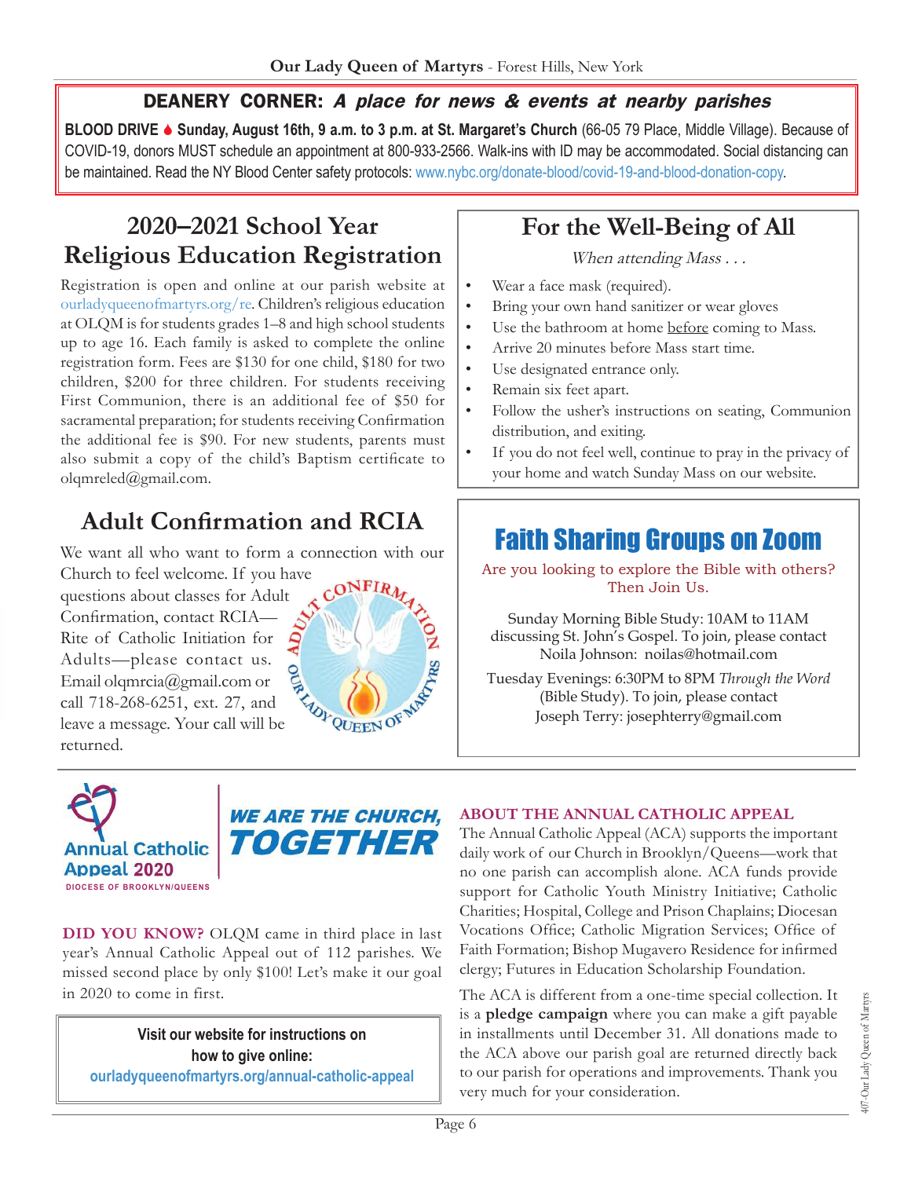## DEANERY CORNER: *A place for news & events at nearby parishes*

**BLOOD DRIVE ♦ Sunday, August 16th, 9 a.m. to 3 p.m. at St. Margaret's Church** (66-05 79 Place, Middle Village). Because of COVID-19, donors MUST schedule an appointment at 800-933-2566. Walk-ins with ID may be accommodated. Social distancing can be maintained. Read the NY Blood Center safety protocols: www.nybc.org/donate-blood/covid-19-and-blood-donation-copy.

## 2020–2021 School Year Religious Education Registration

Registration is open and online at our parish website at ourladyqueenofmartyrs.org/re. Children's religious education at OLQM is for students grades 1–8 and high school students up to age 16. Each family is asked to complete the online registration form. Fees are $130 for one child, $180 for two children, $200 for three children. For students receiving First Communion, there is an additional fee of $50 for sacramental preparation; for students receiving Confirmation the additional fee is $90. For new students, parents must also submit a copy of the child's Baptism certificate to olqmreled@gmail.com.

## Adult Confirmation and RCIA

We want all who want to form a connection with our Church to feel welcome. If you have questions about classes for Adult Confirmation, contact RCIA—Rite of Catholic Initiation for Adults—please contact us. Email olqmrcia@gmail.com or call 718-268-6251, ext. 27, and leave a message. Your call will be returned.

## For the Well-Being of All

*When attending Mass . . .*

- Wear a face mask (required).
- Bring your own hand sanitizer or wear gloves
- Use the bathroom at home before coming to Mass.
- Arrive 20 minutes before Mass start time.
- Use designated entrance only.
- Remain six feet apart.
- Follow the usher's instructions on seating, Communion distribution, and exiting.
- If you do not feel well, continue to pray in the privacy of your home and watch Sunday Mass on our website.

## Faith Sharing Groups on Zoom

Are you looking to explore the Bible with others? Then Join Us.

Sunday Morning Bible Study: 10AM to 11AM discussing St. John's Gospel. To join, please contact Noila Johnson: noilas@hotmail.com

Tuesday Evenings: 6:30PM to 8PM *Through the Word* (Bible Study). To join, please contact Joseph Terry: josephterry@gmail.com

Annual Catholic Appeal 2020
DIOCESE OF BROOKLYN/QUEENS

***WE ARE THE CHURCH, TOGETHER***

**DID YOU KNOW?** OLQM came in third place in last year's Annual Catholic Appeal out of 112 parishes. We missed second place by only $100! Let's make it our goal in 2020 to come in first.

**Visit our website for instructions on how to give online:**
**ourladyqueenofmartyrs.org/annual-catholic-appeal**

### ABOUT THE ANNUAL CATHOLIC APPEAL

The Annual Catholic Appeal (ACA) supports the important daily work of our Church in Brooklyn/Queens—work that no one parish can accomplish alone. ACA funds provide support for Catholic Youth Ministry Initiative; Catholic Charities; Hospital, College and Prison Chaplains; Diocesan Vocations Office; Catholic Migration Services; Office of Faith Formation; Bishop Mugavero Residence for infirmed clergy; Futures in Education Scholarship Foundation.

The ACA is different from a one-time special collection. It is a **pledge campaign** where you can make a gift payable in installments until December 31. All donations made to the ACA above our parish goal are returned directly back to our parish for operations and improvements. Thank you very much for your consideration.